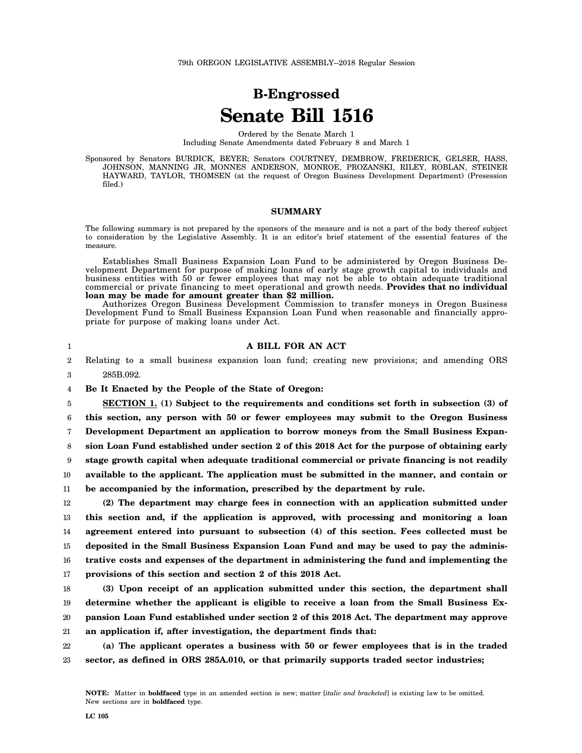79th OREGON LEGISLATIVE ASSEMBLY--2018 Regular Session

# B-Engrossed

# Senate Bill 1516

Ordered by the Senate March 1
Including Senate Amendments dated February 8 and March 1

Sponsored by Senators BURDICK, BEYER; Senators COURTNEY, DEMBROW, FREDERICK, GELSER, HASS, JOHNSON, MANNING JR, MONNES ANDERSON, MONROE, PROZANSKI, RILEY, ROBLAN, STEINER HAYWARD, TAYLOR, THOMSEN (at the request of Oregon Business Development Department) (Presession filed.)

## SUMMARY

The following summary is not prepared by the sponsors of the measure and is not a part of the body thereof subject to consideration by the Legislative Assembly. It is an editor's brief statement of the essential features of the measure.

Establishes Small Business Expansion Loan Fund to be administered by Oregon Business Development Department for purpose of making loans of early stage growth capital to individuals and business entities with 50 or fewer employees that may not be able to obtain adequate traditional commercial or private financing to meet operational and growth needs. **Provides that no individual loan may be made for amount greater than $2 million.**

Authorizes Oregon Business Development Commission to transfer moneys in Oregon Business Development Fund to Small Business Expansion Loan Fund when reasonable and financially appropriate for purpose of making loans under Act.

## A BILL FOR AN ACT

Relating to a small business expansion loan fund; creating new provisions; and amending ORS 285B.092.

**Be It Enacted by the People of the State of Oregon:**

**SECTION 1. (1) Subject to the requirements and conditions set forth in subsection (3) of this section, any person with 50 or fewer employees may submit to the Oregon Business Development Department an application to borrow moneys from the Small Business Expansion Loan Fund established under section 2 of this 2018 Act for the purpose of obtaining early stage growth capital when adequate traditional commercial or private financing is not readily available to the applicant. The application must be submitted in the manner, and contain or be accompanied by the information, prescribed by the department by rule.**

**(2) The department may charge fees in connection with an application submitted under this section and, if the application is approved, with processing and monitoring a loan agreement entered into pursuant to subsection (4) of this section. Fees collected must be deposited in the Small Business Expansion Loan Fund and may be used to pay the administrative costs and expenses of the department in administering the fund and implementing the provisions of this section and section 2 of this 2018 Act.**

**(3) Upon receipt of an application submitted under this section, the department shall determine whether the applicant is eligible to receive a loan from the Small Business Expansion Loan Fund established under section 2 of this 2018 Act. The department may approve an application if, after investigation, the department finds that:**

**(a) The applicant operates a business with 50 or fewer employees that is in the traded sector, as defined in ORS 285A.010, or that primarily supports traded sector industries;**

**NOTE:** Matter in **boldfaced** type in an amended section is new; matter [*italic and bracketed*] is existing law to be omitted. New sections are in **boldfaced** type.

LC 105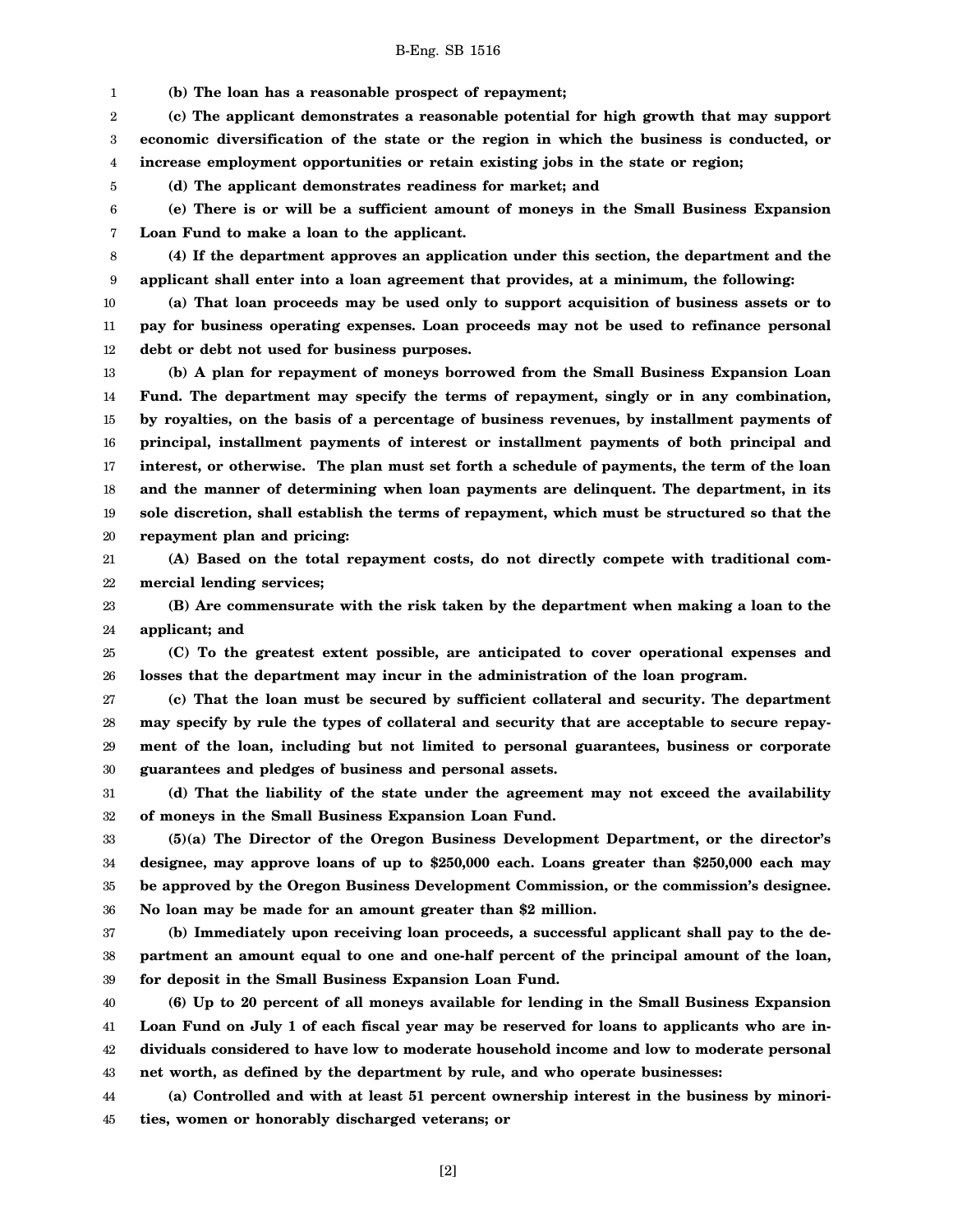**(b) The loan has a reasonable prospect of repayment;**

**(c) The applicant demonstrates a reasonable potential for high growth that may support economic diversification of the state or the region in which the business is conducted, or increase employment opportunities or retain existing jobs in the state or region;**

**(d) The applicant demonstrates readiness for market; and**

**(e) There is or will be a sufficient amount of moneys in the Small Business Expansion Loan Fund to make a loan to the applicant.**

**(4) If the department approves an application under this section, the department and the applicant shall enter into a loan agreement that provides, at a minimum, the following:**

**(a) That loan proceeds may be used only to support acquisition of business assets or to pay for business operating expenses. Loan proceeds may not be used to refinance personal debt or debt not used for business purposes.**

**(b) A plan for repayment of moneys borrowed from the Small Business Expansion Loan Fund. The department may specify the terms of repayment, singly or in any combination, by royalties, on the basis of a percentage of business revenues, by installment payments of principal, installment payments of interest or installment payments of both principal and interest, or otherwise. The plan must set forth a schedule of payments, the term of the loan and the manner of determining when loan payments are delinquent. The department, in its sole discretion, shall establish the terms of repayment, which must be structured so that the repayment plan and pricing:**

**(A) Based on the total repayment costs, do not directly compete with traditional commercial lending services;**

**(B) Are commensurate with the risk taken by the department when making a loan to the applicant; and**

**(C) To the greatest extent possible, are anticipated to cover operational expenses and losses that the department may incur in the administration of the loan program.**

**(c) That the loan must be secured by sufficient collateral and security. The department may specify by rule the types of collateral and security that are acceptable to secure repayment of the loan, including but not limited to personal guarantees, business or corporate guarantees and pledges of business and personal assets.**

**(d) That the liability of the state under the agreement may not exceed the availability of moneys in the Small Business Expansion Loan Fund.**

**(5)(a) The Director of the Oregon Business Development Department, or the director's designee, may approve loans of up to $250,000 each. Loans greater than $250,000 each may be approved by the Oregon Business Development Commission, or the commission's designee. No loan may be made for an amount greater than $2 million.**

**(b) Immediately upon receiving loan proceeds, a successful applicant shall pay to the department an amount equal to one and one-half percent of the principal amount of the loan, for deposit in the Small Business Expansion Loan Fund.**

**(6) Up to 20 percent of all moneys available for lending in the Small Business Expansion Loan Fund on July 1 of each fiscal year may be reserved for loans to applicants who are individuals considered to have low to moderate household income and low to moderate personal net worth, as defined by the department by rule, and who operate businesses:**

**(a) Controlled and with at least 51 percent ownership interest in the business by minorities, women or honorably discharged veterans; or**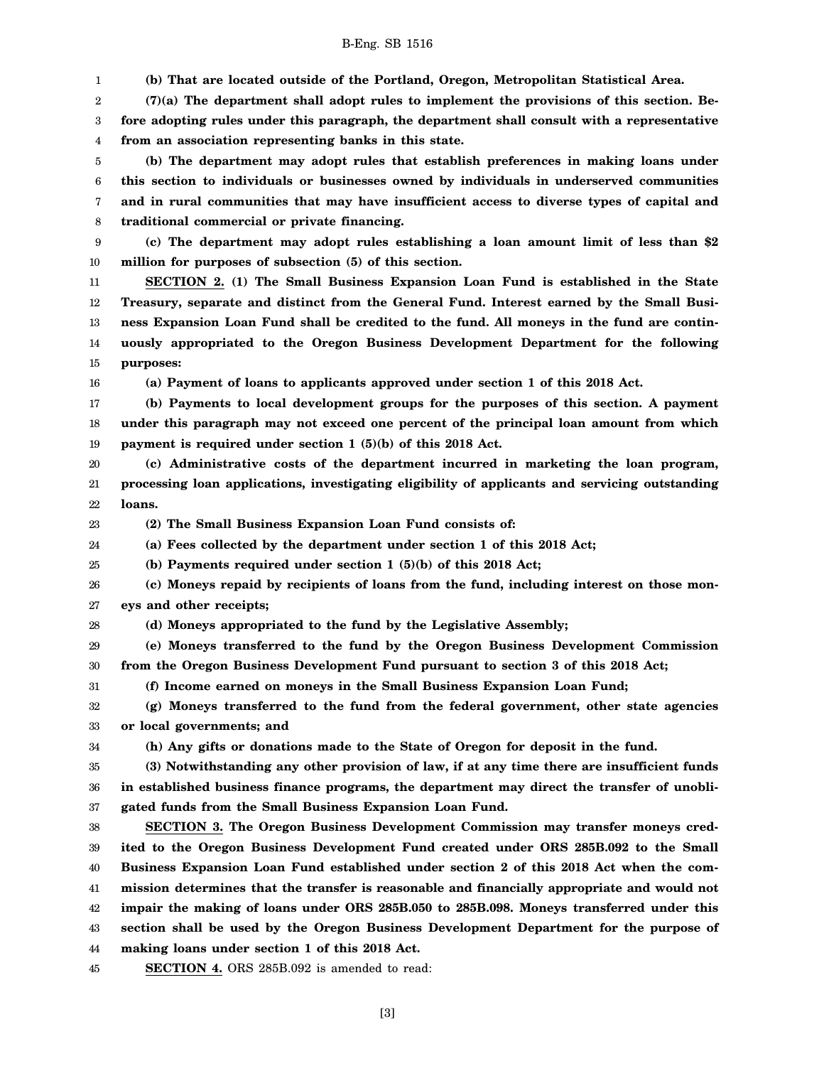**(b) That are located outside of the Portland, Oregon, Metropolitan Statistical Area.**

**(7)(a) The department shall adopt rules to implement the provisions of this section. Before adopting rules under this paragraph, the department shall consult with a representative from an association representing banks in this state.**

**(b) The department may adopt rules that establish preferences in making loans under this section to individuals or businesses owned by individuals in underserved communities and in rural communities that may have insufficient access to diverse types of capital and traditional commercial or private financing.**

**(c) The department may adopt rules establishing a loan amount limit of less than $2 million for purposes of subsection (5) of this section.**

**SECTION 2. (1) The Small Business Expansion Loan Fund is established in the State Treasury, separate and distinct from the General Fund. Interest earned by the Small Business Expansion Loan Fund shall be credited to the fund. All moneys in the fund are continuously appropriated to the Oregon Business Development Department for the following purposes:**

**(a) Payment of loans to applicants approved under section 1 of this 2018 Act.**

**(b) Payments to local development groups for the purposes of this section. A payment under this paragraph may not exceed one percent of the principal loan amount from which payment is required under section 1 (5)(b) of this 2018 Act.**

**(c) Administrative costs of the department incurred in marketing the loan program, processing loan applications, investigating eligibility of applicants and servicing outstanding loans.**

**(2) The Small Business Expansion Loan Fund consists of:**

**(a) Fees collected by the department under section 1 of this 2018 Act;**

**(b) Payments required under section 1 (5)(b) of this 2018 Act;**

**(c) Moneys repaid by recipients of loans from the fund, including interest on those moneys and other receipts;**

**(d) Moneys appropriated to the fund by the Legislative Assembly;**

**(e) Moneys transferred to the fund by the Oregon Business Development Commission from the Oregon Business Development Fund pursuant to section 3 of this 2018 Act;**

**(f) Income earned on moneys in the Small Business Expansion Loan Fund;**

**(g) Moneys transferred to the fund from the federal government, other state agencies or local governments; and**

**(h) Any gifts or donations made to the State of Oregon for deposit in the fund.**

**(3) Notwithstanding any other provision of law, if at any time there are insufficient funds in established business finance programs, the department may direct the transfer of unobligated funds from the Small Business Expansion Loan Fund.**

**SECTION 3. The Oregon Business Development Commission may transfer moneys credited to the Oregon Business Development Fund created under ORS 285B.092 to the Small Business Expansion Loan Fund established under section 2 of this 2018 Act when the commission determines that the transfer is reasonable and financially appropriate and would not impair the making of loans under ORS 285B.050 to 285B.098. Moneys transferred under this section shall be used by the Oregon Business Development Department for the purpose of making loans under section 1 of this 2018 Act.**

**SECTION 4.** ORS 285B.092 is amended to read: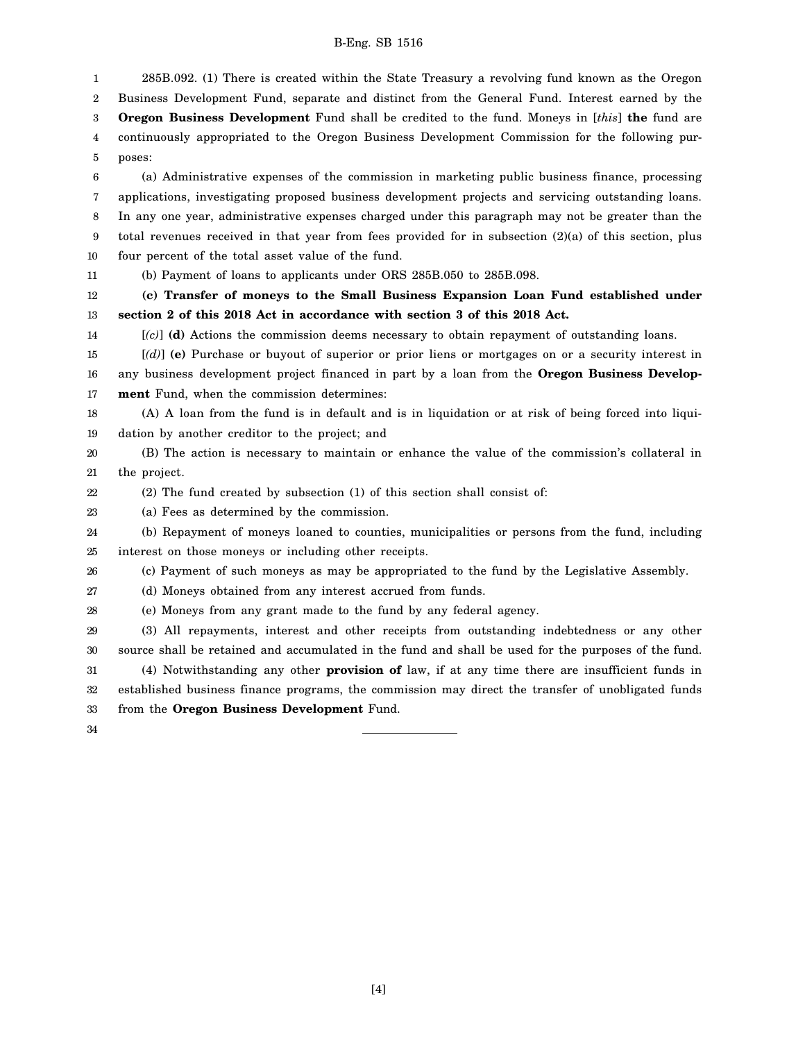285B.092. (1) There is created within the State Treasury a revolving fund known as the Oregon Business Development Fund, separate and distinct from the General Fund. Interest earned by the **Oregon Business Development** Fund shall be credited to the fund. Moneys in [*this*] **the** fund are continuously appropriated to the Oregon Business Development Commission for the following purposes:

(a) Administrative expenses of the commission in marketing public business finance, processing applications, investigating proposed business development projects and servicing outstanding loans. In any one year, administrative expenses charged under this paragraph may not be greater than the total revenues received in that year from fees provided for in subsection (2)(a) of this section, plus four percent of the total asset value of the fund.

(b) Payment of loans to applicants under ORS 285B.050 to 285B.098.

**(c) Transfer of moneys to the Small Business Expansion Loan Fund established under section 2 of this 2018 Act in accordance with section 3 of this 2018 Act.**

[*(c)*] **(d)** Actions the commission deems necessary to obtain repayment of outstanding loans.

[*(d)*] **(e)** Purchase or buyout of superior or prior liens or mortgages on or a security interest in any business development project financed in part by a loan from the **Oregon Business Development** Fund, when the commission determines:

(A) A loan from the fund is in default and is in liquidation or at risk of being forced into liquidation by another creditor to the project; and

(B) The action is necessary to maintain or enhance the value of the commission's collateral in the project.

(2) The fund created by subsection (1) of this section shall consist of:

(a) Fees as determined by the commission.

(b) Repayment of moneys loaned to counties, municipalities or persons from the fund, including interest on those moneys or including other receipts.

(c) Payment of such moneys as may be appropriated to the fund by the Legislative Assembly.

(d) Moneys obtained from any interest accrued from funds.

(e) Moneys from any grant made to the fund by any federal agency.

(3) All repayments, interest and other receipts from outstanding indebtedness or any other source shall be retained and accumulated in the fund and shall be used for the purposes of the fund.

(4) Notwithstanding any other **provision of** law, if at any time there are insufficient funds in established business finance programs, the commission may direct the transfer of unobligated funds from the **Oregon Business Development** Fund.

---